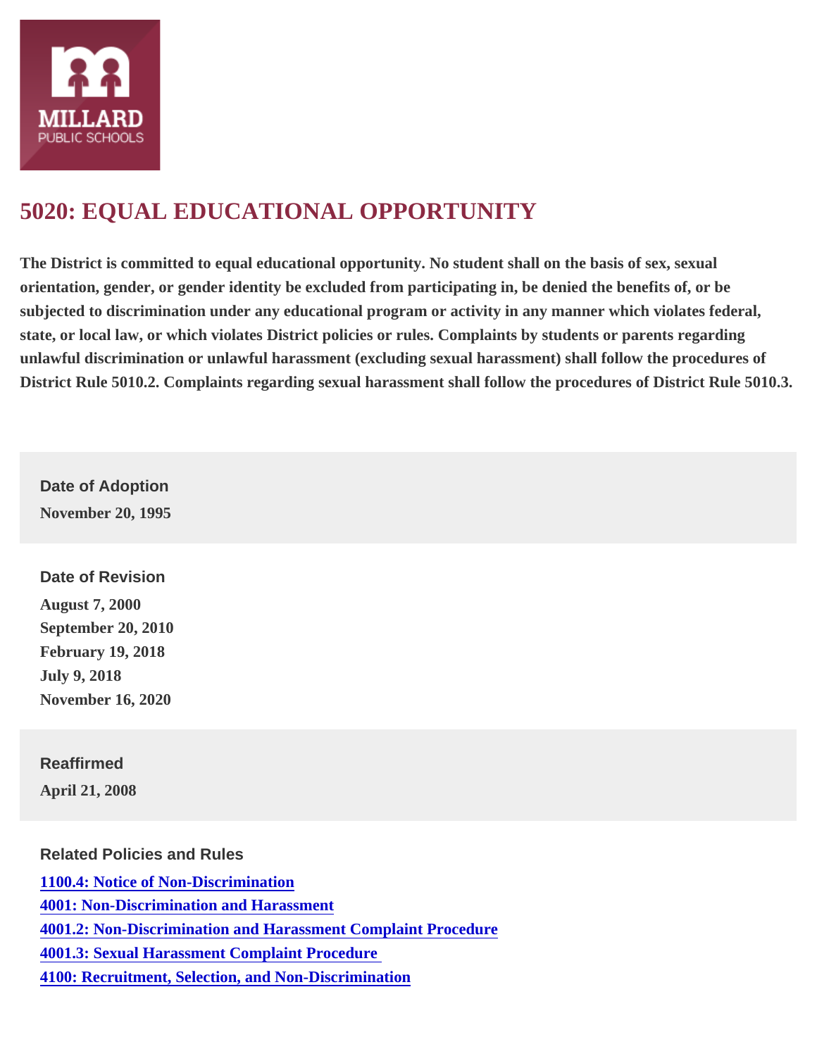MILLARD
PUBLIC SCHOOLS

# 5020: EQUAL EDUCATIONAL OPPORTUNITY

**The District is committed to equal educational opportunity. No student shall on the basis of sex, sexual orientation, gender, or gender identity be excluded from participating in, be denied the benefits of, or be subjected to discrimination under any educational program or activity in any manner which violates federal, state, or local law, or which violates District policies or rules. Complaints by students or parents regarding unlawful discrimination or unlawful harassment (excluding sexual harassment) shall follow the procedures of District Rule 5010.2. Complaints regarding sexual harassment shall follow the procedures of District Rule 5010.3.**

### Date of Adoption

November 20, 1995

### Date of Revision

August 7, 2000
September 20, 2010
February 19, 2018
July 9, 2018
November 16, 2020

### Reaffirmed

April 21, 2008

### Related Policies and Rules

[1100.4: Notice of Non-Discrimination]
[4001: Non-Discrimination and Harassment]
[4001.2: Non-Discrimination and Harassment Complaint Procedure]
[4001.3: Sexual Harassment Complaint Procedure]
[4100: Recruitment, Selection, and Non-Discrimination]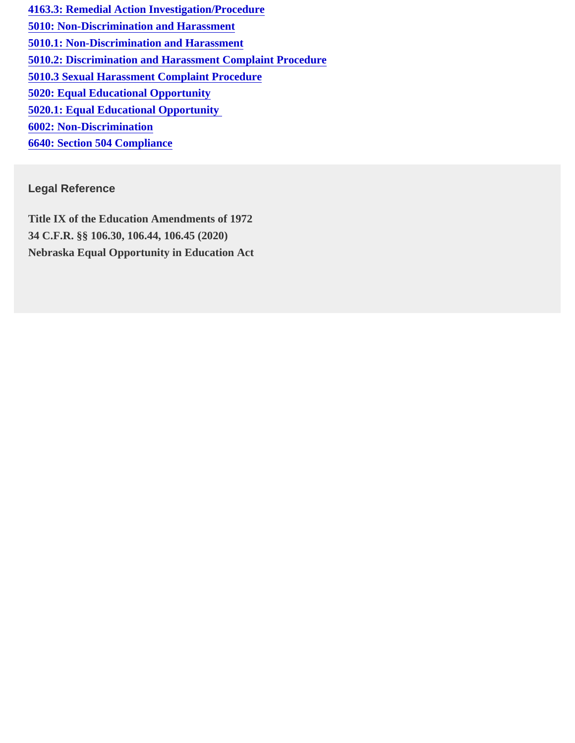**4163.3: Remedial Action Investigation/Procedure**
**5010: Non-Discrimination and Harassment**
**5010.1: Non-Discrimination and Harassment**
**5010.2: Discrimination and Harassment Complaint Procedure**
**5010.3 Sexual Harassment Complaint Procedure**
**5020: Equal Educational Opportunity**
**5020.1: Equal Educational Opportunity**
**6002: Non-Discrimination**
**6640: Section 504 Compliance**

## Legal Reference

**Title IX of the Education Amendments of 1972**
**34 C.F.R. §§ 106.30, 106.44, 106.45 (2020)**
**Nebraska Equal Opportunity in Education Act**